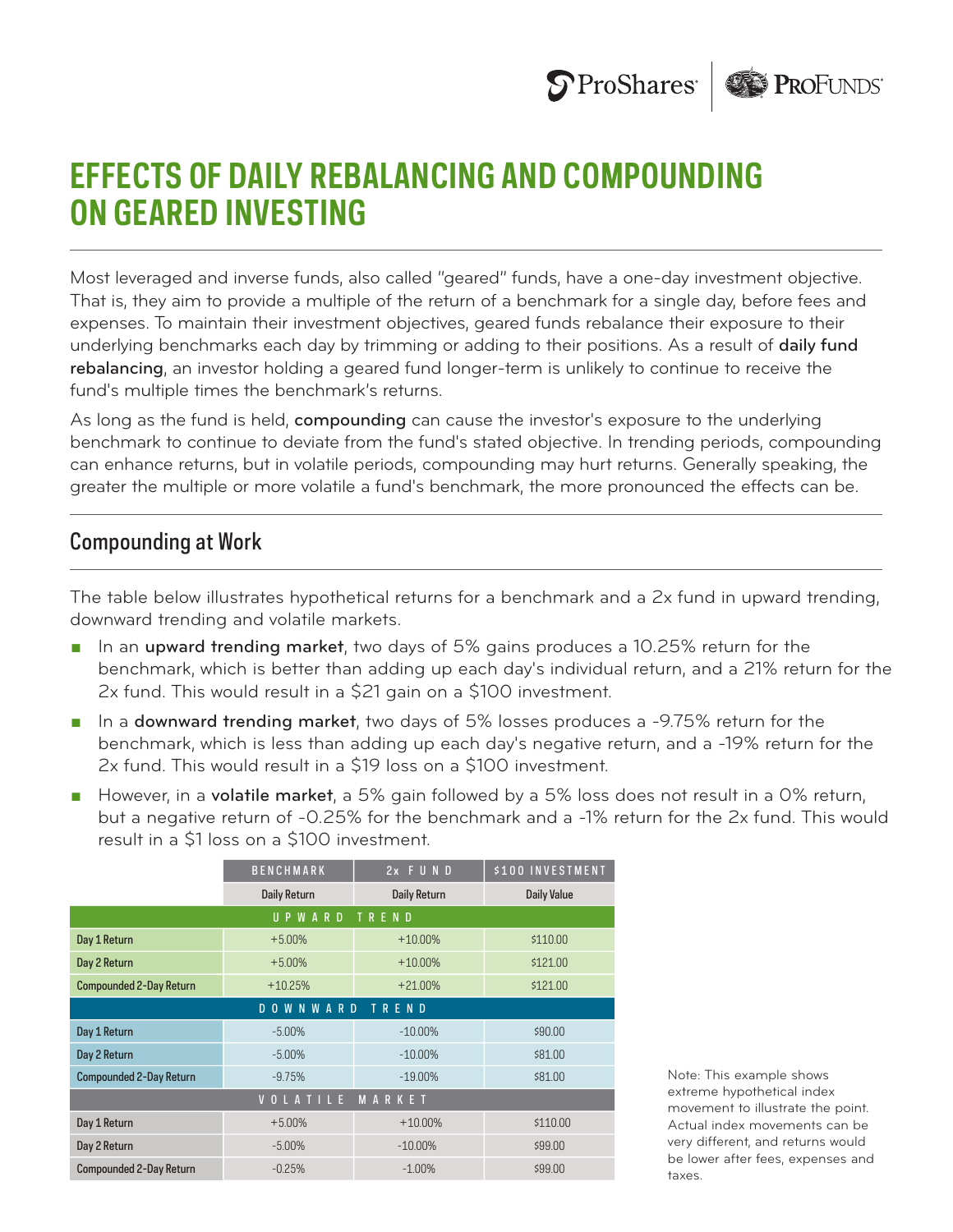# EFFECTS OF DAILY REBALANCING AND COMPOUNDING ON GEARED INVESTING

Most leveraged and inverse funds, also called "geared" funds, have a one-day investment objective. That is, they aim to provide a multiple of the return of a benchmark for a single day, before fees and expenses. To maintain their investment objectives, geared funds rebalance their exposure to their underlying benchmarks each day by trimming or adding to their positions. As a result of **daily fund rebalancing**, an investor holding a geared fund longer-term is unlikely to continue to receive the fund's multiple times the benchmark's returns.

As long as the fund is held, **compounding** can cause the investor's exposure to the underlying benchmark to continue to deviate from the fund's stated objective. In trending periods, compounding can enhance returns, but in volatile periods, compounding may hurt returns. Generally speaking, the greater the multiple or more volatile a fund's benchmark, the more pronounced the effects can be.

## Compounding at Work

The table below illustrates hypothetical returns for a benchmark and a 2x fund in upward trending, downward trending and volatile markets.

- In an **upward trending market**, two days of 5% gains produces a 10.25% return for the benchmark, which is better than adding up each day's individual return, and a 21% return for the 2x fund. This would result in a $21 gain on a $100 investment.
- In a **downward trending market**, two days of 5% losses produces a -9.75% return for the benchmark, which is less than adding up each day's negative return, and a -19% return for the 2x fund. This would result in a $19 loss on a $100 investment.
- However, in a **volatile market**, a 5% gain followed by a 5% loss does not result in a 0% return, but a negative return of -0.25% for the benchmark and a -1% return for the 2x fund. This would result in a $1 loss on a $100 investment.

| | BENCHMARK | 2x FUND | $100 INVESTMENT |
|---|---|---|---|
| | Daily Return | Daily Return | Daily Value |
| **UPWARD TREND** | | | |
| Day 1 Return | +5.00% | +10.00% | $110.00 |
| Day 2 Return | +5.00% | +10.00% | $121.00 |
| Compounded 2-Day Return | +10.25% | +21.00% | $121.00 |
| **DOWNWARD TREND** | | | |
| Day 1 Return | -5.00% | -10.00% | $90.00 |
| Day 2 Return | -5.00% | -10.00% | $81.00 |
| Compounded 2-Day Return | -9.75% | -19.00% | $81.00 |
| **VOLATILE MARKET** | | | |
| Day 1 Return | +5.00% | +10.00% | $110.00 |
| Day 2 Return | -5.00% | -10.00% | $99.00 |
| Compounded 2-Day Return | -0.25% | -1.00% | $99.00 |

Note: This example shows extreme hypothetical index movement to illustrate the point. Actual index movements can be very different, and returns would be lower after fees, expenses and taxes.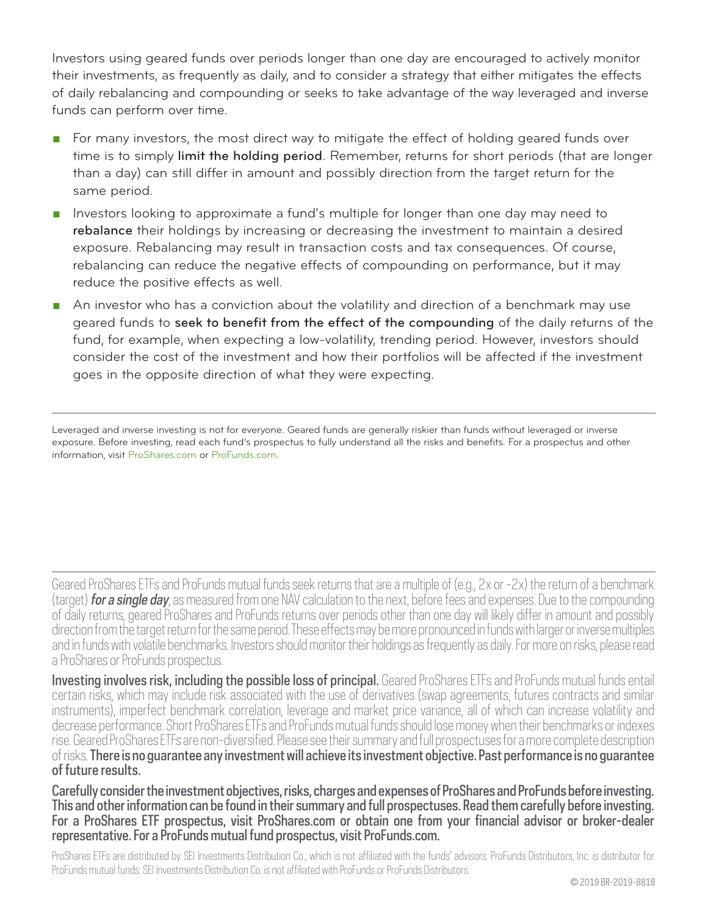Investors using geared funds over periods longer than one day are encouraged to actively monitor their investments, as frequently as daily, and to consider a strategy that either mitigates the effects of daily rebalancing and compounding or seeks to take advantage of the way leveraged and inverse funds can perform over time.

- For many investors, the most direct way to mitigate the effect of holding geared funds over time is to simply **limit the holding period**. Remember, returns for short periods (that are longer than a day) can still differ in amount and possibly direction from the target return for the same period.
- Investors looking to approximate a fund's multiple for longer than one day may need to **rebalance** their holdings by increasing or decreasing the investment to maintain a desired exposure. Rebalancing may result in transaction costs and tax consequences. Of course, rebalancing can reduce the negative effects of compounding on performance, but it may reduce the positive effects as well.
- An investor who has a conviction about the volatility and direction of a benchmark may use geared funds to **seek to benefit from the effect of the compounding** of the daily returns of the fund, for example, when expecting a low-volatility, trending period. However, investors should consider the cost of the investment and how their portfolios will be affected if the investment goes in the opposite direction of what they were expecting.

---

Leveraged and inverse investing is not for everyone. Geared funds are generally riskier than funds without leveraged or inverse exposure. Before investing, read each fund's prospectus to fully understand all the risks and benefits. For a prospectus and other information, visit ProShares.com or ProFunds.com.

---

Geared ProShares ETFs and ProFunds mutual funds seek returns that are a multiple of (e.g., 2x or -2x) the return of a benchmark (target) ***for a single day***, as measured from one NAV calculation to the next, before fees and expenses. Due to the compounding of daily returns, geared ProShares and ProFunds returns over periods other than one day will likely differ in amount and possibly direction from the target return for the same period. These effects may be more pronounced in funds with larger or inverse multiples and in funds with volatile benchmarks. Investors should monitor their holdings as frequently as daily. For more on risks, please read a ProShares or ProFunds prospectus.

**Investing involves risk, including the possible loss of principal.** Geared ProShares ETFs and ProFunds mutual funds entail certain risks, which may include risk associated with the use of derivatives (swap agreements, futures contracts and similar instruments), imperfect benchmark correlation, leverage and market price variance, all of which can increase volatility and decrease performance. Short ProShares ETFs and ProFunds mutual funds should lose money when their benchmarks or indexes rise. Geared ProShares ETFs are non-diversified. Please see their summary and full prospectuses for a more complete description of risks. **There is no guarantee any investment will achieve its investment objective. Past performance is no guarantee of future results.**

**Carefully consider the investment objectives, risks, charges and expenses of ProShares and ProFunds before investing. This and other information can be found in their summary and full prospectuses. Read them carefully before investing. For a ProShares ETF prospectus, visit ProShares.com or obtain one from your financial advisor or broker-dealer representative. For a ProFunds mutual fund prospectus, visit ProFunds.com.**

ProShares ETFs are distributed by SEI Investments Distribution Co., which is not affiliated with the funds' advisors. ProFunds Distributors, Inc. is distributor for ProFunds mutual funds. SEI Investments Distribution Co. is not affiliated with ProFunds or ProFunds Distributors.

© 2019 BR-2019-8818